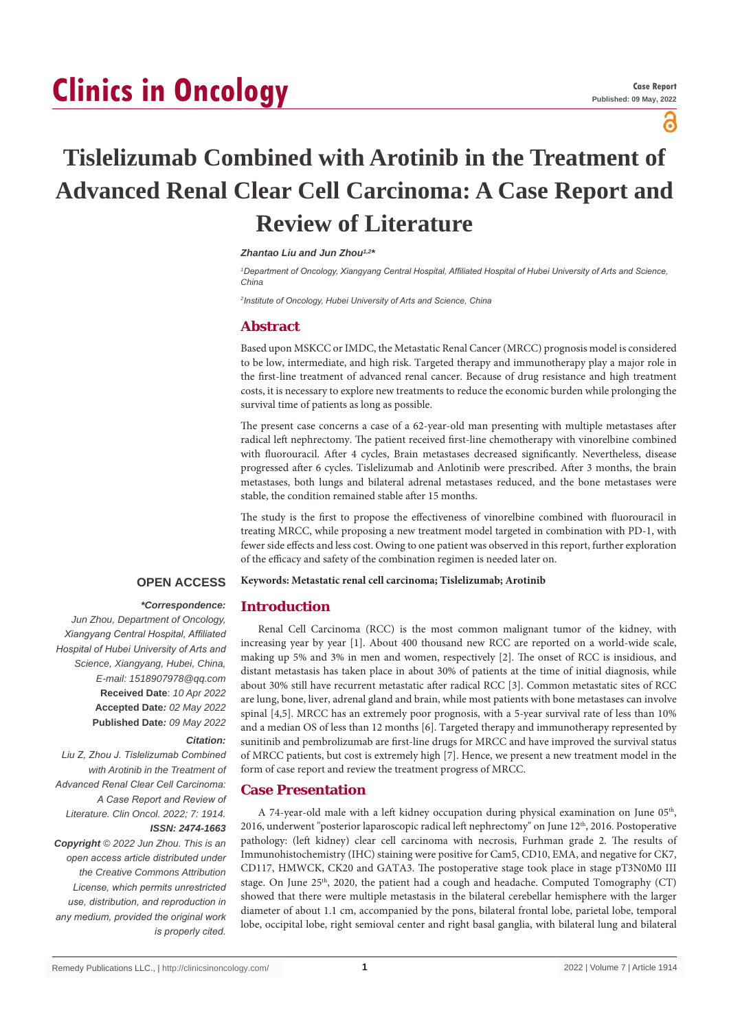# Clinics in Oncology

**Case Report**
**Published: 09 May, 2022**

# Tislelizumab Combined with Arotinib in the Treatment of Advanced Renal Clear Cell Carcinoma: A Case Report and Review of Literature

***Zhantao Liu and Jun Zhou[1,2]****

*[1]Department of Oncology, Xiangyang Central Hospital, Affiliated Hospital of Hubei University of Arts and Science, China*

*[2]Institute of Oncology, Hubei University of Arts and Science, China*

## Abstract

Based upon MSKCC or IMDC, the Metastatic Renal Cancer (MRCC) prognosis model is considered to be low, intermediate, and high risk. Targeted therapy and immunotherapy play a major role in the first-line treatment of advanced renal cancer. Because of drug resistance and high treatment costs, it is necessary to explore new treatments to reduce the economic burden while prolonging the survival time of patients as long as possible.

The present case concerns a case of a 62-year-old man presenting with multiple metastases after radical left nephrectomy. The patient received first-line chemotherapy with vinorelbine combined with fluorouracil. After 4 cycles, Brain metastases decreased significantly. Nevertheless, disease progressed after 6 cycles. Tislelizumab and Anlotinib were prescribed. After 3 months, the brain metastases, both lungs and bilateral adrenal metastases reduced, and the bone metastases were stable, the condition remained stable after 15 months.

The study is the first to propose the effectiveness of vinorelbine combined with fluorouracil in treating MRCC, while proposing a new treatment model targeted in combination with PD-1, with fewer side effects and less cost. Owing to one patient was observed in this report, further exploration of the efficacy and safety of the combination regimen is needed later on.

**Keywords: Metastatic renal cell carcinoma; Tislelizumab; Arotinib**

**OPEN ACCESS**

***\*Correspondence:***

*Jun Zhou, Department of Oncology, Xiangyang Central Hospital, Affiliated Hospital of Hubei University of Arts and Science, Xiangyang, Hubei, China, E-mail: 1518907978@qq.com*

**Received Date**: *10 Apr 2022*

**Accepted Date***: 02 May 2022*

**Published Date***: 09 May 2022*

***Citation:***

*Liu Z, Zhou J. Tislelizumab Combined with Arotinib in the Treatment of Advanced Renal Clear Cell Carcinoma: A Case Report and Review of Literature. Clin Oncol. 2022; 7: 1914.*

***ISSN: 2474-1663***

***Copyright** © 2022 Jun Zhou. This is an open access article distributed under the Creative Commons Attribution License, which permits unrestricted use, distribution, and reproduction in any medium, provided the original work is properly cited.*

## Introduction

Renal Cell Carcinoma (RCC) is the most common malignant tumor of the kidney, with increasing year by year [1]. About 400 thousand new RCC are reported on a world-wide scale, making up 5% and 3% in men and women, respectively [2]. The onset of RCC is insidious, and distant metastasis has taken place in about 30% of patients at the time of initial diagnosis, while about 30% still have recurrent metastatic after radical RCC [3]. Common metastatic sites of RCC are lung, bone, liver, adrenal gland and brain, while most patients with bone metastases can involve spinal [4,5]. MRCC has an extremely poor prognosis, with a 5-year survival rate of less than 10% and a median OS of less than 12 months [6]. Targeted therapy and immunotherapy represented by sunitinib and pembrolizumab are first-line drugs for MRCC and have improved the survival status of MRCC patients, but cost is extremely high [7]. Hence, we present a new treatment model in the form of case report and review the treatment progress of MRCC.

## Case Presentation

A 74-year-old male with a left kidney occupation during physical examination on June 05th, 2016, underwent "posterior laparoscopic radical left nephrectomy" on June 12th, 2016. Postoperative pathology: (left kidney) clear cell carcinoma with necrosis, Furhman grade 2. The results of Immunohistochemistry (IHC) staining were positive for Cam5, CD10, EMA, and negative for CK7, CD117, HMWCK, CK20 and GATA3. The postoperative stage took place in stage pT3N0M0 III stage. On June 25th, 2020, the patient had a cough and headache. Computed Tomography (CT) showed that there were multiple metastasis in the bilateral cerebellar hemisphere with the larger diameter of about 1.1 cm, accompanied by the pons, bilateral frontal lobe, parietal lobe, temporal lobe, occipital lobe, right semioval center and right basal ganglia, with bilateral lung and bilateral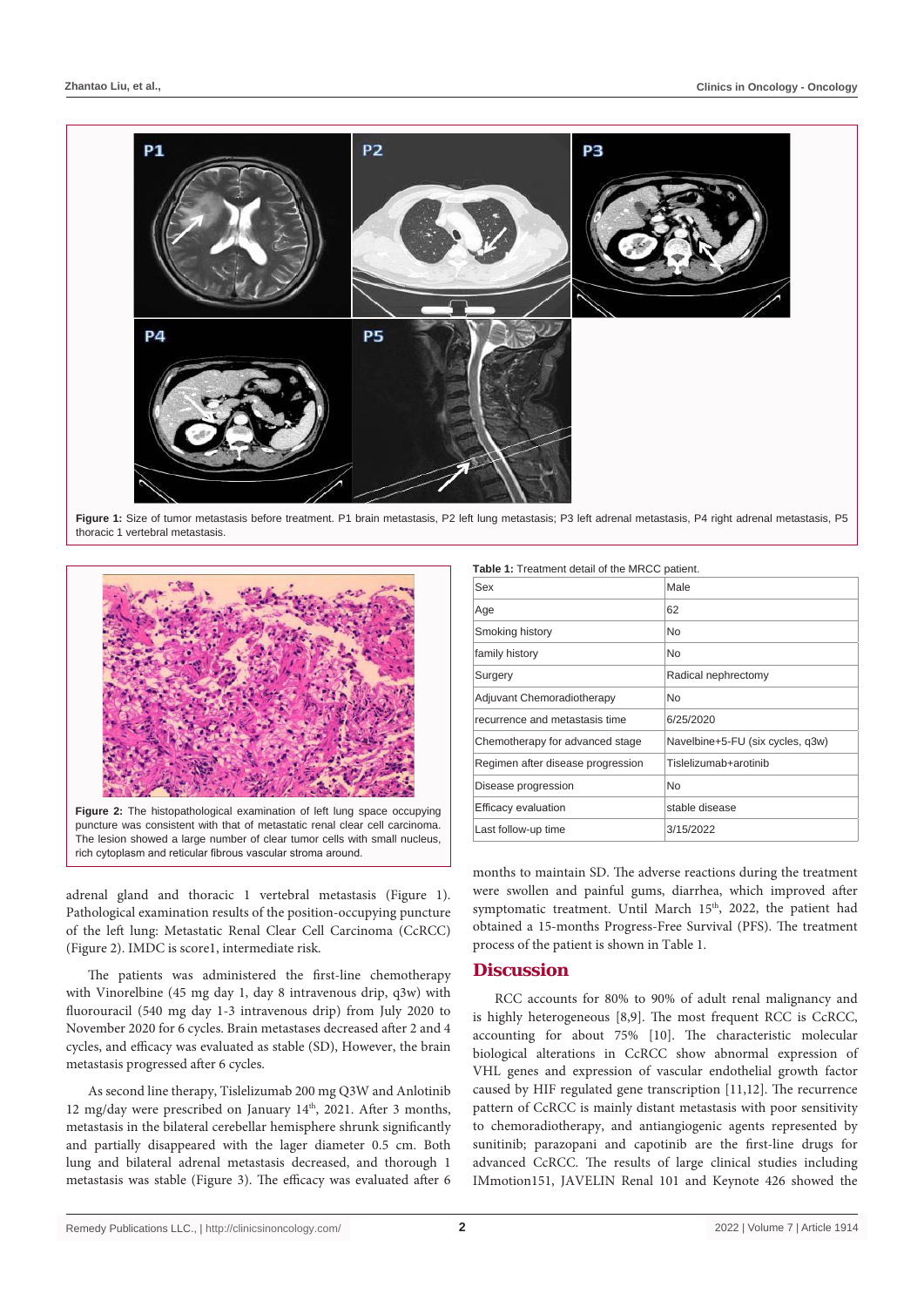Figure 1: Size of tumor metastasis before treatment. P1 brain metastasis, P2 left lung metastasis; P3 left adrenal metastasis, P4 right adrenal metastasis, P5 thoracic 1 vertebral metastasis.

Figure 2: The histopathological examination of left lung space occupying puncture was consistent with that of metastatic renal clear cell carcinoma. The lesion showed a large number of clear tumor cells with small nucleus, rich cytoplasm and reticular fibrous vascular stroma around.

adrenal gland and thoracic 1 vertebral metastasis (Figure 1). Pathological examination results of the position-occupying puncture of the left lung: Metastatic Renal Clear Cell Carcinoma (CcRCC) (Figure 2). IMDC is score1, intermediate risk.

The patients was administered the first-line chemotherapy with Vinorelbine (45 mg day 1, day 8 intravenous drip, q3w) with fluorouracil (540 mg day 1-3 intravenous drip) from July 2020 to November 2020 for 6 cycles. Brain metastases decreased after 2 and 4 cycles, and efficacy was evaluated as stable (SD), However, the brain metastasis progressed after 6 cycles.

As second line therapy, Tislelizumab 200 mg Q3W and Anlotinib 12 mg/day were prescribed on January 14th, 2021. After 3 months, metastasis in the bilateral cerebellar hemisphere shrunk significantly and partially disappeared with the lager diameter 0.5 cm. Both lung and bilateral adrenal metastasis decreased, and thorough 1 metastasis was stable (Figure 3). The efficacy was evaluated after 6 months to maintain SD. The adverse reactions during the treatment were swollen and painful gums, diarrhea, which improved after symptomatic treatment. Until March 15th, 2022, the patient had obtained a 15-months Progress-Free Survival (PFS). The treatment process of the patient is shown in Table 1.

**Table 1:** Treatment detail of the MRCC patient.

| | |
|---|---|
| Sex | Male |
| Age | 62 |
| Smoking history | No |
| family history | No |
| Surgery | Radical nephrectomy |
| Adjuvant Chemoradiotherapy | No |
| recurrence and metastasis time | 6/25/2020 |
| Chemotherapy for advanced stage | Navelbine+5-FU (six cycles, q3w) |
| Regimen after disease progression | Tislelizumab+arotinib |
| Disease progression | No |
| Efficacy evaluation | stable disease |
| Last follow-up time | 3/15/2022 |

## Discussion

RCC accounts for 80% to 90% of adult renal malignancy and is highly heterogeneous [8,9]. The most frequent RCC is CcRCC, accounting for about 75% [10]. The characteristic molecular biological alterations in CcRCC show abnormal expression of VHL genes and expression of vascular endothelial growth factor caused by HIF regulated gene transcription [11,12]. The recurrence pattern of CcRCC is mainly distant metastasis with poor sensitivity to chemoradiotherapy, and antiangiogenic agents represented by sunitinib; parazopani and capotinib are the first-line drugs for advanced CcRCC. The results of large clinical studies including IMmotion151, JAVELIN Renal 101 and Keynote 426 showed the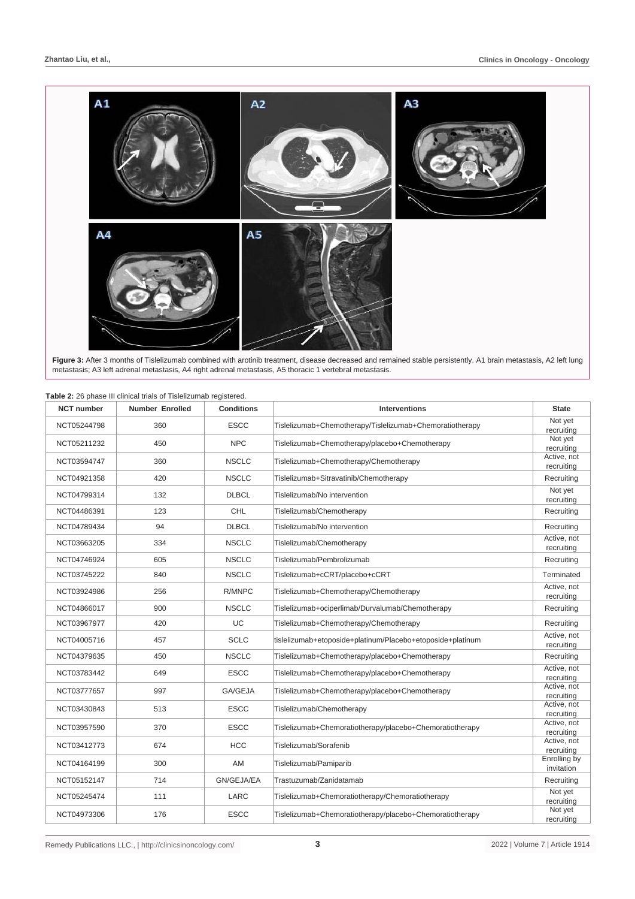**Figure 3:** After 3 months of Tislelizumab combined with arotinib treatment, disease decreased and remained stable persistently. A1 brain metastasis, A2 left lung metastasis; A3 left adrenal metastasis, A4 right adrenal metastasis, A5 thoracic 1 vertebral metastasis.

**Table 2:** 26 phase III clinical trials of Tislelizumab registered.

| NCT number | Number Enrolled | Conditions | Interventions | State |
|---|---|---|---|---|
| NCT05244798 | 360 | ESCC | Tislelizumab+Chemotherapy/Tislelizumab+Chemoratiotherapy | Not yet recruiting |
| NCT05211232 | 450 | NPC | Tislelizumab+Chemotherapy/placebo+Chemotherapy | Not yet recruiting |
| NCT03594747 | 360 | NSCLC | Tislelizumab+Chemotherapy/Chemotherapy | Active, not recruiting |
| NCT04921358 | 420 | NSCLC | Tislelizumab+Sitravatinib/Chemotherapy | Recruiting |
| NCT04799314 | 132 | DLBCL | Tislelizumab/No intervention | Not yet recruiting |
| NCT04486391 | 123 | CHL | Tislelizumab/Chemotherapy | Recruiting |
| NCT04789434 | 94 | DLBCL | Tislelizumab/No intervention | Recruiting |
| NCT03663205 | 334 | NSCLC | Tislelizumab/Chemotherapy | Active, not recruiting |
| NCT04746924 | 605 | NSCLC | Tislelizumab/Pembrolizumab | Recruiting |
| NCT03745222 | 840 | NSCLC | Tislelizumab+cCRT/placebo+cCRT | Terminated |
| NCT03924986 | 256 | R/MNPC | Tislelizumab+Chemotherapy/Chemotherapy | Active, not recruiting |
| NCT04866017 | 900 | NSCLC | Tislelizumab+ociperlimab/Durvalumab/Chemotherapy | Recruiting |
| NCT03967977 | 420 | UC | Tislelizumab+Chemotherapy/Chemotherapy | Recruiting |
| NCT04005716 | 457 | SCLC | tislelizumab+etoposide+platinum/Placebo+etoposide+platinum | Active, not recruiting |
| NCT04379635 | 450 | NSCLC | Tislelizumab+Chemotherapy/placebo+Chemotherapy | Recruiting |
| NCT03783442 | 649 | ESCC | Tislelizumab+Chemotherapy/placebo+Chemotherapy | Active, not recruiting |
| NCT03777657 | 997 | GA/GEJA | Tislelizumab+Chemotherapy/placebo+Chemotherapy | Active, not recruiting |
| NCT03430843 | 513 | ESCC | Tislelizumab/Chemotherapy | Active, not recruiting |
| NCT03957590 | 370 | ESCC | Tislelizumab+Chemoratiotherapy/placebo+Chemoratiotherapy | Active, not recruiting |
| NCT03412773 | 674 | HCC | Tislelizumab/Sorafenib | Active, not recruiting |
| NCT04164199 | 300 | AM | Tislelizumab/Pamiparib | Enrolling by invitation |
| NCT05152147 | 714 | GN/GEJA/EA | Trastuzumab/Zanidatamab | Recruiting |
| NCT05245474 | 111 | LARC | Tislelizumab+Chemoratiotherapy/Chemoratiotherapy | Not yet recruiting |
| NCT04973306 | 176 | ESCC | Tislelizumab+Chemoratiotherapy/placebo+Chemoratiotherapy | Not yet recruiting |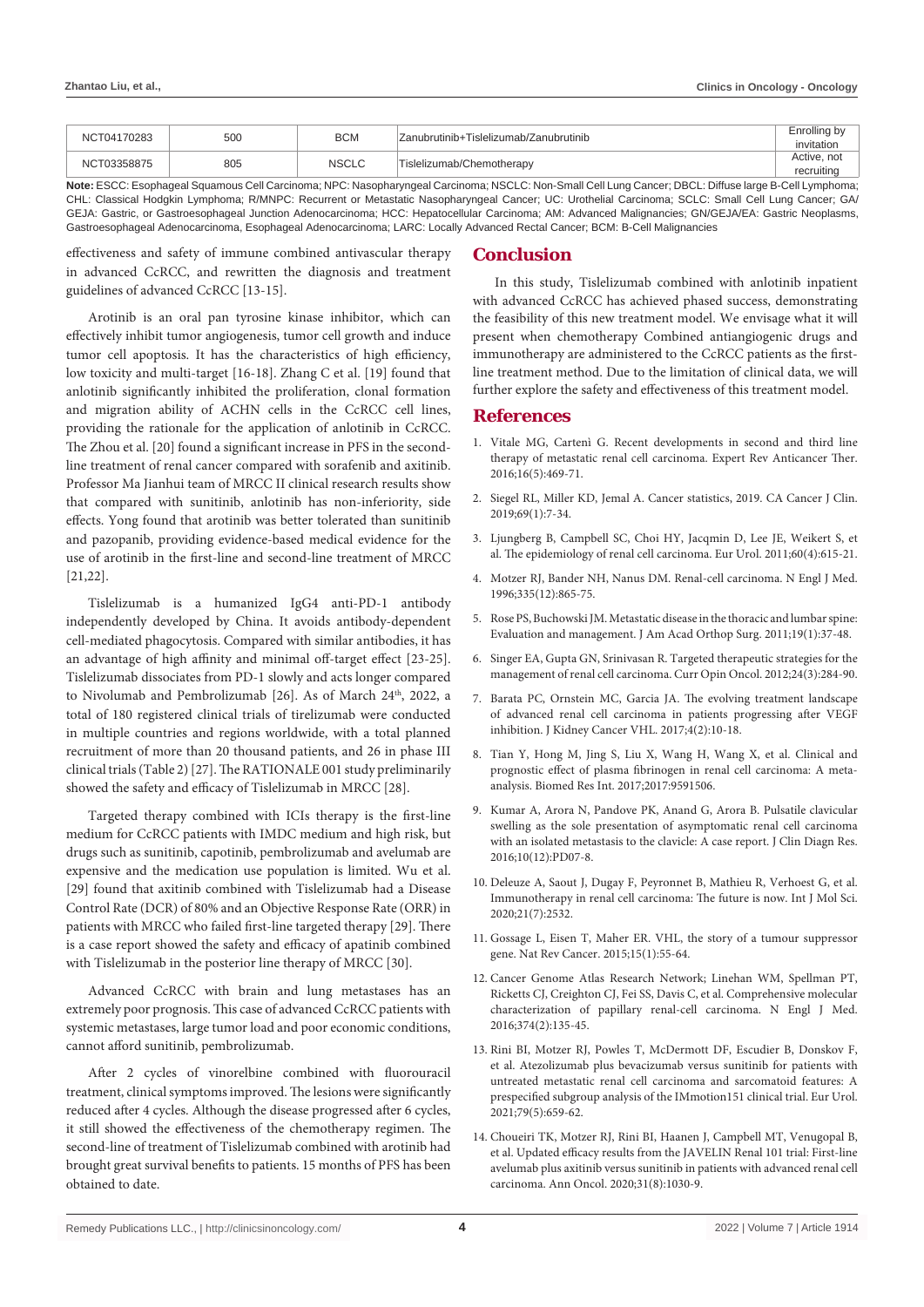| NCT04170283 | 500 | BCM | Zanubrutinib+Tislelizumab/Zanubrutinib | Enrolling by invitation |
|---|---|---|---|---|
| NCT03358875 | 805 | NSCLC | Tislelizumab/Chemotherapy | Active, not recruiting |

**Note:** ESCC: Esophageal Squamous Cell Carcinoma; NPC: Nasopharyngeal Carcinoma; NSCLC: Non-Small Cell Lung Cancer; DBCL: Diffuse large B-Cell Lymphoma; CHL: Classical Hodgkin Lymphoma; R/MNPC: Recurrent or Metastatic Nasopharyngeal Cancer; UC: Urothelial Carcinoma; SCLC: Small Cell Lung Cancer; GA/GEJA: Gastric, or Gastroesophageal Junction Adenocarcinoma; HCC: Hepatocellular Carcinoma; AM: Advanced Malignancies; GN/GEJA/EA: Gastric Neoplasms, Gastroesophageal Adenocarcinoma, Esophageal Adenocarcinoma; LARC: Locally Advanced Rectal Cancer; BCM: B-Cell Malignancies

effectiveness and safety of immune combined antivascular therapy in advanced CcRCC, and rewritten the diagnosis and treatment guidelines of advanced CcRCC [13-15].

Arotinib is an oral pan tyrosine kinase inhibitor, which can effectively inhibit tumor angiogenesis, tumor cell growth and induce tumor cell apoptosis. It has the characteristics of high efficiency, low toxicity and multi-target [16-18]. Zhang C et al. [19] found that anlotinib significantly inhibited the proliferation, clonal formation and migration ability of ACHN cells in the CcRCC cell lines, providing the rationale for the application of anlotinib in CcRCC. The Zhou et al. [20] found a significant increase in PFS in the second-line treatment of renal cancer compared with sorafenib and axitinib. Professor Ma Jianhui team of MRCC II clinical research results show that compared with sunitinib, anlotinib has non-inferiority, side effects. Yong found that arotinib was better tolerated than sunitinib and pazopanib, providing evidence-based medical evidence for the use of arotinib in the first-line and second-line treatment of MRCC [21,22].

Tislelizumab is a humanized IgG4 anti-PD-1 antibody independently developed by China. It avoids antibody-dependent cell-mediated phagocytosis. Compared with similar antibodies, it has an advantage of high affinity and minimal off-target effect [23-25]. Tislelizumab dissociates from PD-1 slowly and acts longer compared to Nivolumab and Pembrolizumab [26]. As of March 24th, 2022, a total of 180 registered clinical trials of tirelizumab were conducted in multiple countries and regions worldwide, with a total planned recruitment of more than 20 thousand patients, and 26 in phase III clinical trials (Table 2) [27]. The RATIONALE 001 study preliminarily showed the safety and efficacy of Tislelizumab in MRCC [28].

Targeted therapy combined with ICIs therapy is the first-line medium for CcRCC patients with IMDC medium and high risk, but drugs such as sunitinib, capotinib, pembrolizumab and avelumab are expensive and the medication use population is limited. Wu et al. [29] found that axitinib combined with Tislelizumab had a Disease Control Rate (DCR) of 80% and an Objective Response Rate (ORR) in patients with MRCC who failed first-line targeted therapy [29]. There is a case report showed the safety and efficacy of apatinib combined with Tislelizumab in the posterior line therapy of MRCC [30].

Advanced CcRCC with brain and lung metastases has an extremely poor prognosis. This case of advanced CcRCC patients with systemic metastases, large tumor load and poor economic conditions, cannot afford sunitinib, pembrolizumab.

After 2 cycles of vinorelbine combined with fluorouracil treatment, clinical symptoms improved. The lesions were significantly reduced after 4 cycles. Although the disease progressed after 6 cycles, it still showed the effectiveness of the chemotherapy regimen. The second-line of treatment of Tislelizumab combined with arotinib had brought great survival benefits to patients. 15 months of PFS has been obtained to date.

## Conclusion

In this study, Tislelizumab combined with anlotinib inpatient with advanced CcRCC has achieved phased success, demonstrating the feasibility of this new treatment model. We envisage what it will present when chemotherapy Combined antiangiogenic drugs and immunotherapy are administered to the CcRCC patients as the first-line treatment method. Due to the limitation of clinical data, we will further explore the safety and effectiveness of this treatment model.

## References

1. Vitale MG, Cartenì G. Recent developments in second and third line therapy of metastatic renal cell carcinoma. Expert Rev Anticancer Ther. 2016;16(5):469-71.
2. Siegel RL, Miller KD, Jemal A. Cancer statistics, 2019. CA Cancer J Clin. 2019;69(1):7-34.
3. Ljungberg B, Campbell SC, Choi HY, Jacqmin D, Lee JE, Weikert S, et al. The epidemiology of renal cell carcinoma. Eur Urol. 2011;60(4):615-21.
4. Motzer RJ, Bander NH, Nanus DM. Renal-cell carcinoma. N Engl J Med. 1996;335(12):865-75.
5. Rose PS, Buchowski JM. Metastatic disease in the thoracic and lumbar spine: Evaluation and management. J Am Acad Orthop Surg. 2011;19(1):37-48.
6. Singer EA, Gupta GN, Srinivasan R. Targeted therapeutic strategies for the management of renal cell carcinoma. Curr Opin Oncol. 2012;24(3):284-90.
7. Barata PC, Ornstein MC, Garcia JA. The evolving treatment landscape of advanced renal cell carcinoma in patients progressing after VEGF inhibition. J Kidney Cancer VHL. 2017;4(2):10-18.
8. Tian Y, Hong M, Jing S, Liu X, Wang H, Wang X, et al. Clinical and prognostic effect of plasma fibrinogen in renal cell carcinoma: A meta-analysis. Biomed Res Int. 2017;2017:9591506.
9. Kumar A, Arora N, Pandove PK, Anand G, Arora B. Pulsatile clavicular swelling as the sole presentation of asymptomatic renal cell carcinoma with an isolated metastasis to the clavicle: A case report. J Clin Diagn Res. 2016;10(12):PD07-8.
10. Deleuze A, Saout J, Dugay F, Peyronnet B, Mathieu R, Verhoest G, et al. Immunotherapy in renal cell carcinoma: The future is now. Int J Mol Sci. 2020;21(7):2532.
11. Gossage L, Eisen T, Maher ER. VHL, the story of a tumour suppressor gene. Nat Rev Cancer. 2015;15(1):55-64.
12. Cancer Genome Atlas Research Network; Linehan WM, Spellman PT, Ricketts CJ, Creighton CJ, Fei SS, Davis C, et al. Comprehensive molecular characterization of papillary renal-cell carcinoma. N Engl J Med. 2016;374(2):135-45.
13. Rini BI, Motzer RJ, Powles T, McDermott DF, Escudier B, Donskov F, et al. Atezolizumab plus bevacizumab versus sunitinib for patients with untreated metastatic renal cell carcinoma and sarcomatoid features: A prespecified subgroup analysis of the IMmotion151 clinical trial. Eur Urol. 2021;79(5):659-62.
14. Choueiri TK, Motzer RJ, Rini BI, Haanen J, Campbell MT, Venugopal B, et al. Updated efficacy results from the JAVELIN Renal 101 trial: First-line avelumab plus axitinib versus sunitinib in patients with advanced renal cell carcinoma. Ann Oncol. 2020;31(8):1030-9.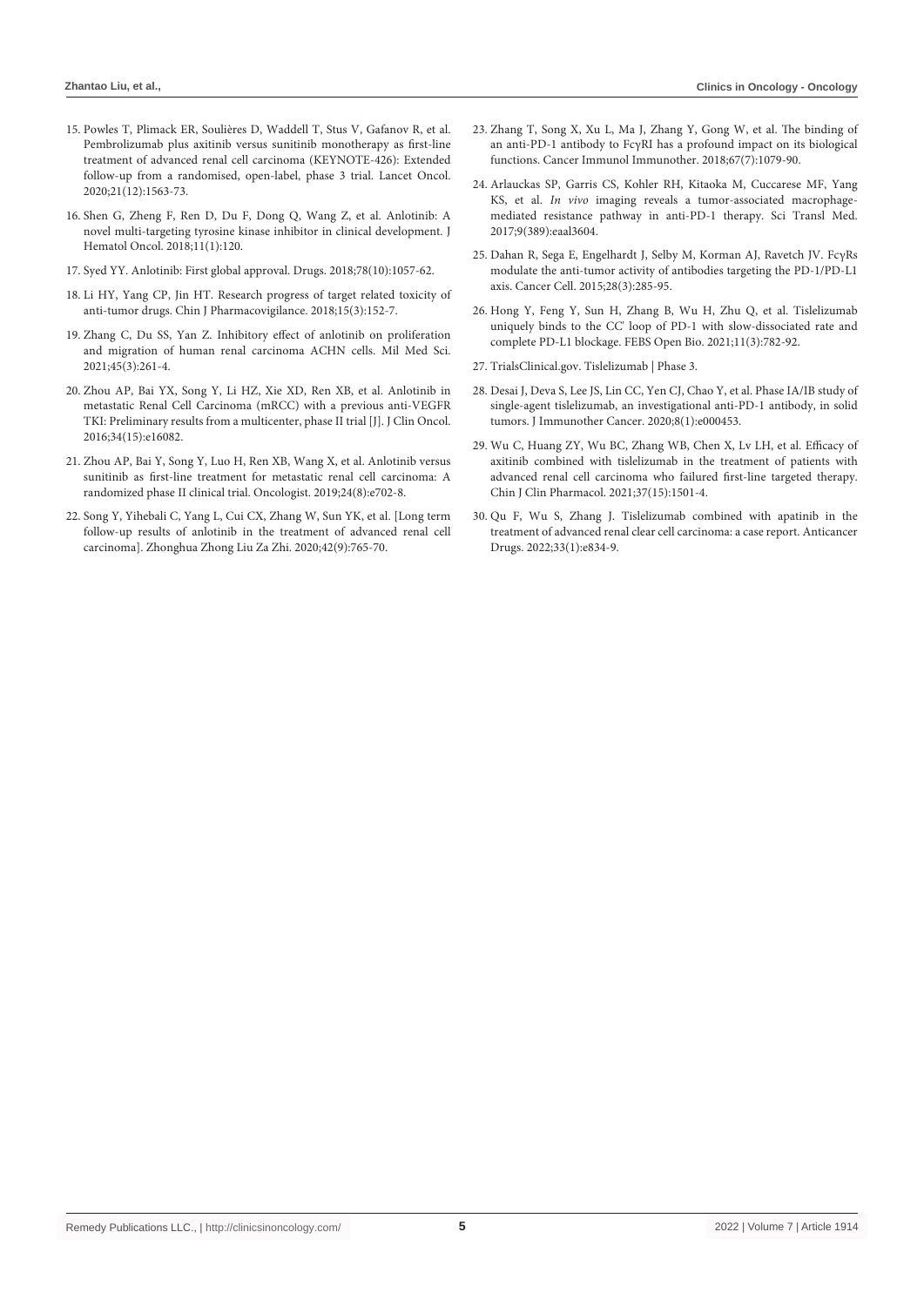15. Powles T, Plimack ER, Soulières D, Waddell T, Stus V, Gafanov R, et al. Pembrolizumab plus axitinib versus sunitinib monotherapy as first-line treatment of advanced renal cell carcinoma (KEYNOTE-426): Extended follow-up from a randomised, open-label, phase 3 trial. Lancet Oncol. 2020;21(12):1563-73.

16. Shen G, Zheng F, Ren D, Du F, Dong Q, Wang Z, et al. Anlotinib: A novel multi-targeting tyrosine kinase inhibitor in clinical development. J Hematol Oncol. 2018;11(1):120.

17. Syed YY. Anlotinib: First global approval. Drugs. 2018;78(10):1057-62.

18. Li HY, Yang CP, Jin HT. Research progress of target related toxicity of anti-tumor drugs. Chin J Pharmacovigilance. 2018;15(3):152-7.

19. Zhang C, Du SS, Yan Z. Inhibitory effect of anlotinib on proliferation and migration of human renal carcinoma ACHN cells. Mil Med Sci. 2021;45(3):261-4.

20. Zhou AP, Bai YX, Song Y, Li HZ, Xie XD, Ren XB, et al. Anlotinib in metastatic Renal Cell Carcinoma (mRCC) with a previous anti-VEGFR TKI: Preliminary results from a multicenter, phase II trial [J]. J Clin Oncol. 2016;34(15):e16082.

21. Zhou AP, Bai Y, Song Y, Luo H, Ren XB, Wang X, et al. Anlotinib versus sunitinib as first-line treatment for metastatic renal cell carcinoma: A randomized phase II clinical trial. Oncologist. 2019;24(8):e702-8.

22. Song Y, Yihebali C, Yang L, Cui CX, Zhang W, Sun YK, et al. [Long term follow-up results of anlotinib in the treatment of advanced renal cell carcinoma]. Zhonghua Zhong Liu Za Zhi. 2020;42(9):765-70.

23. Zhang T, Song X, Xu L, Ma J, Zhang Y, Gong W, et al. The binding of an anti-PD-1 antibody to FcγRI has a profound impact on its biological functions. Cancer Immunol Immunother. 2018;67(7):1079-90.

24. Arlauckas SP, Garris CS, Kohler RH, Kitaoka M, Cuccarese MF, Yang KS, et al. *In vivo* imaging reveals a tumor-associated macrophage-mediated resistance pathway in anti-PD-1 therapy. Sci Transl Med. 2017;9(389):eaal3604.

25. Dahan R, Sega E, Engelhardt J, Selby M, Korman AJ, Ravetch JV. FcγRs modulate the anti-tumor activity of antibodies targeting the PD-1/PD-L1 axis. Cancer Cell. 2015;28(3):285-95.

26. Hong Y, Feng Y, Sun H, Zhang B, Wu H, Zhu Q, et al. Tislelizumab uniquely binds to the CC' loop of PD-1 with slow-dissociated rate and complete PD-L1 blockage. FEBS Open Bio. 2021;11(3):782-92.

27. TrialsClinical.gov. Tislelizumab | Phase 3.

28. Desai J, Deva S, Lee JS, Lin CC, Yen CJ, Chao Y, et al. Phase IA/IB study of single-agent tislelizumab, an investigational anti-PD-1 antibody, in solid tumors. J Immunother Cancer. 2020;8(1):e000453.

29. Wu C, Huang ZY, Wu BC, Zhang WB, Chen X, Lv LH, et al. Efficacy of axitinib combined with tislelizumab in the treatment of patients with advanced renal cell carcinoma who failured first-line targeted therapy. Chin J Clin Pharmacol. 2021;37(15):1501-4.

30. Qu F, Wu S, Zhang J. Tislelizumab combined with apatinib in the treatment of advanced renal clear cell carcinoma: a case report. Anticancer Drugs. 2022;33(1):e834-9.